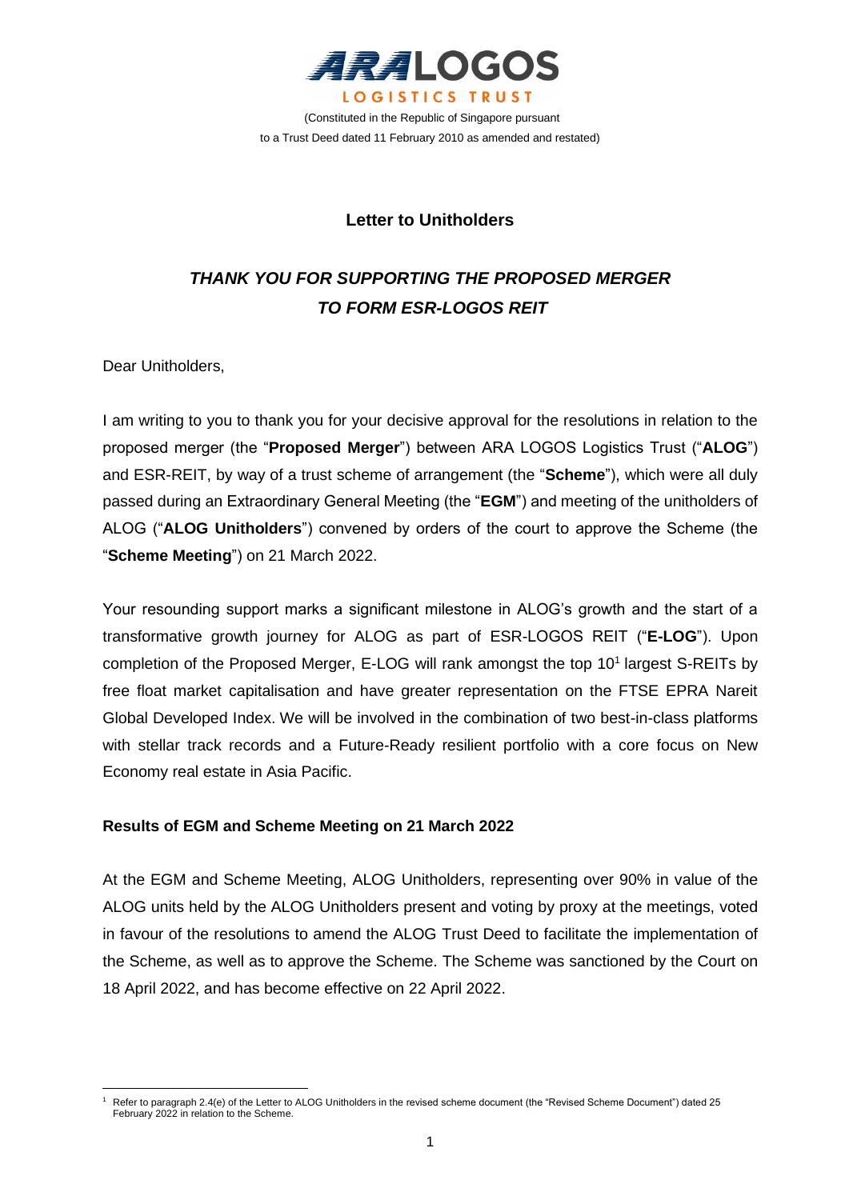ARA LOGOS LOGISTICS TRUST

(Constituted in the Republic of Singapore pursuant to a Trust Deed dated 11 February 2010 as amended and restated)

## Letter to Unitholders

## *THANK YOU FOR SUPPORTING THE PROPOSED MERGER TO FORM ESR-LOGOS REIT*

Dear Unitholders,

I am writing to you to thank you for your decisive approval for the resolutions in relation to the proposed merger (the "**Proposed Merger**") between ARA LOGOS Logistics Trust ("**ALOG**") and ESR-REIT, by way of a trust scheme of arrangement (the "**Scheme**"), which were all duly passed during an Extraordinary General Meeting (the "**EGM**") and meeting of the unitholders of ALOG ("**ALOG Unitholders**") convened by orders of the court to approve the Scheme (the "**Scheme Meeting**") on 21 March 2022.

Your resounding support marks a significant milestone in ALOG's growth and the start of a transformative growth journey for ALOG as part of ESR-LOGOS REIT ("**E-LOG**"). Upon completion of the Proposed Merger, E-LOG will rank amongst the top 10[1] largest S-REITs by free float market capitalisation and have greater representation on the FTSE EPRA Nareit Global Developed Index. We will be involved in the combination of two best-in-class platforms with stellar track records and a Future-Ready resilient portfolio with a core focus on New Economy real estate in Asia Pacific.

### Results of EGM and Scheme Meeting on 21 March 2022

At the EGM and Scheme Meeting, ALOG Unitholders, representing over 90% in value of the ALOG units held by the ALOG Unitholders present and voting by proxy at the meetings, voted in favour of the resolutions to amend the ALOG Trust Deed to facilitate the implementation of the Scheme, as well as to approve the Scheme. The Scheme was sanctioned by the Court on 18 April 2022, and has become effective on 22 April 2022.

[1] Refer to paragraph 2.4(e) of the Letter to ALOG Unitholders in the revised scheme document (the "Revised Scheme Document") dated 25 February 2022 in relation to the Scheme.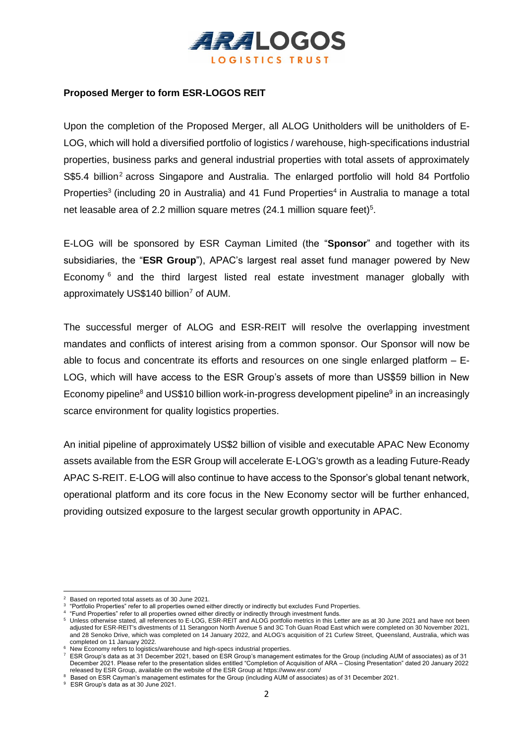**Proposed Merger to form ESR-LOGOS REIT**

Upon the completion of the Proposed Merger, all ALOG Unitholders will be unitholders of E-LOG, which will hold a diversified portfolio of logistics / warehouse, high-specifications industrial properties, business parks and general industrial properties with total assets of approximately S$5.4 billion[2] across Singapore and Australia. The enlarged portfolio will hold 84 Portfolio Properties[3] (including 20 in Australia) and 41 Fund Properties[4] in Australia to manage a total net leasable area of 2.2 million square metres (24.1 million square feet)[5].

E-LOG will be sponsored by ESR Cayman Limited (the "**Sponsor**" and together with its subsidiaries, the "**ESR Group**"), APAC's largest real asset fund manager powered by New Economy [6] and the third largest listed real estate investment manager globally with approximately US$140 billion[7] of AUM.

The successful merger of ALOG and ESR-REIT will resolve the overlapping investment mandates and conflicts of interest arising from a common sponsor. Our Sponsor will now be able to focus and concentrate its efforts and resources on one single enlarged platform – E-LOG, which will have access to the ESR Group's assets of more than US$59 billion in New Economy pipeline[8] and US$10 billion work-in-progress development pipeline[9] in an increasingly scarce environment for quality logistics properties.

An initial pipeline of approximately US$2 billion of visible and executable APAC New Economy assets available from the ESR Group will accelerate E-LOG's growth as a leading Future-Ready APAC S-REIT. E-LOG will also continue to have access to the Sponsor's global tenant network, operational platform and its core focus in the New Economy sector will be further enhanced, providing outsized exposure to the largest secular growth opportunity in APAC.

---

[2] Based on reported total assets as of 30 June 2021.

[3] "Portfolio Properties" refer to all properties owned either directly or indirectly but excludes Fund Properties.

[4] "Fund Properties" refer to all properties owned either directly or indirectly through investment funds.

[5] Unless otherwise stated, all references to E-LOG, ESR-REIT and ALOG portfolio metrics in this Letter are as at 30 June 2021 and have not been adjusted for ESR-REIT's divestments of 11 Serangoon North Avenue 5 and 3C Toh Guan Road East which were completed on 30 November 2021, and 28 Senoko Drive, which was completed on 14 January 2022, and ALOG's acquisition of 21 Curlew Street, Queensland, Australia, which was completed on 11 January 2022.

[6] New Economy refers to logistics/warehouse and high-specs industrial properties.

[7] ESR Group's data as at 31 December 2021, based on ESR Group's management estimates for the Group (including AUM of associates) as of 31 December 2021. Please refer to the presentation slides entitled "Completion of Acquisition of ARA – Closing Presentation" dated 20 January 2022 released by ESR Group, available on the website of the ESR Group at https://www.esr.com/

[8] Based on ESR Cayman's management estimates for the Group (including AUM of associates) as of 31 December 2021.

[9] ESR Group's data as at 30 June 2021.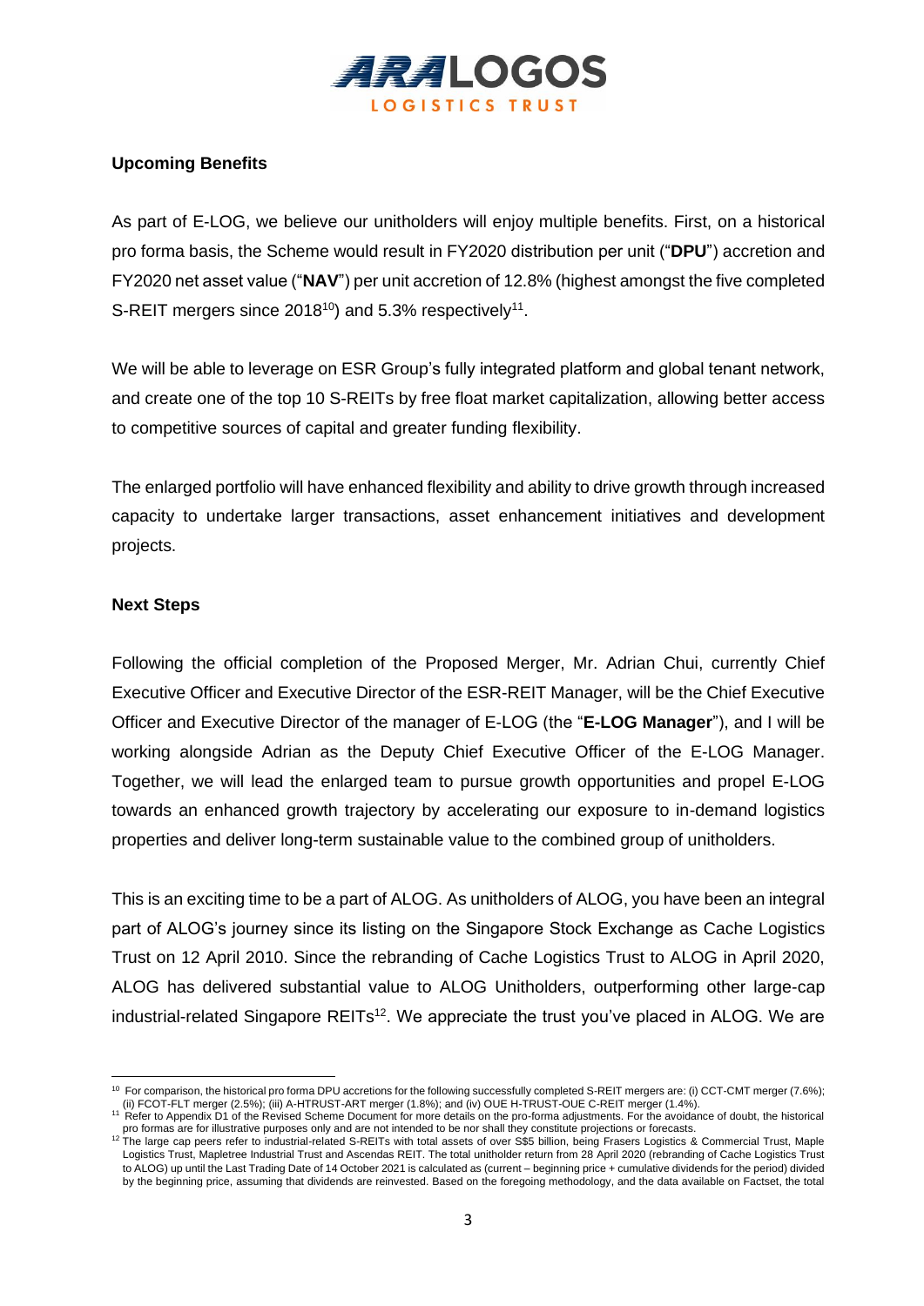**Upcoming Benefits**

As part of E-LOG, we believe our unitholders will enjoy multiple benefits. First, on a historical pro forma basis, the Scheme would result in FY2020 distribution per unit ("**DPU**") accretion and FY2020 net asset value ("**NAV**") per unit accretion of 12.8% (highest amongst the five completed S-REIT mergers since 2018[10]) and 5.3% respectively[11].

We will be able to leverage on ESR Group's fully integrated platform and global tenant network, and create one of the top 10 S-REITs by free float market capitalization, allowing better access to competitive sources of capital and greater funding flexibility.

The enlarged portfolio will have enhanced flexibility and ability to drive growth through increased capacity to undertake larger transactions, asset enhancement initiatives and development projects.

**Next Steps**

Following the official completion of the Proposed Merger, Mr. Adrian Chui, currently Chief Executive Officer and Executive Director of the ESR-REIT Manager, will be the Chief Executive Officer and Executive Director of the manager of E-LOG (the "**E-LOG Manager**"), and I will be working alongside Adrian as the Deputy Chief Executive Officer of the E-LOG Manager. Together, we will lead the enlarged team to pursue growth opportunities and propel E-LOG towards an enhanced growth trajectory by accelerating our exposure to in-demand logistics properties and deliver long-term sustainable value to the combined group of unitholders.

This is an exciting time to be a part of ALOG. As unitholders of ALOG, you have been an integral part of ALOG's journey since its listing on the Singapore Stock Exchange as Cache Logistics Trust on 12 April 2010. Since the rebranding of Cache Logistics Trust to ALOG in April 2020, ALOG has delivered substantial value to ALOG Unitholders, outperforming other large-cap industrial-related Singapore REITs[12]. We appreciate the trust you've placed in ALOG. We are

---

[10] For comparison, the historical pro forma DPU accretions for the following successfully completed S-REIT mergers are: (i) CCT-CMT merger (7.6%); (ii) FCOT-FLT merger (2.5%); (iii) A-HTRUST-ART merger (1.8%); and (iv) OUE H-TRUST-OUE C-REIT merger (1.4%).

[11] Refer to Appendix D1 of the Revised Scheme Document for more details on the pro-forma adjustments. For the avoidance of doubt, the historical pro formas are for illustrative purposes only and are not intended to be nor shall they constitute projections or forecasts.

[12] The large cap peers refer to industrial-related S-REITs with total assets of over S$5 billion, being Frasers Logistics & Commercial Trust, Maple Logistics Trust, Mapletree Industrial Trust and Ascendas REIT. The total unitholder return from 28 April 2020 (rebranding of Cache Logistics Trust to ALOG) up until the Last Trading Date of 14 October 2021 is calculated as (current – beginning price + cumulative dividends for the period) divided by the beginning price, assuming that dividends are reinvested. Based on the foregoing methodology, and the data available on Factset, the total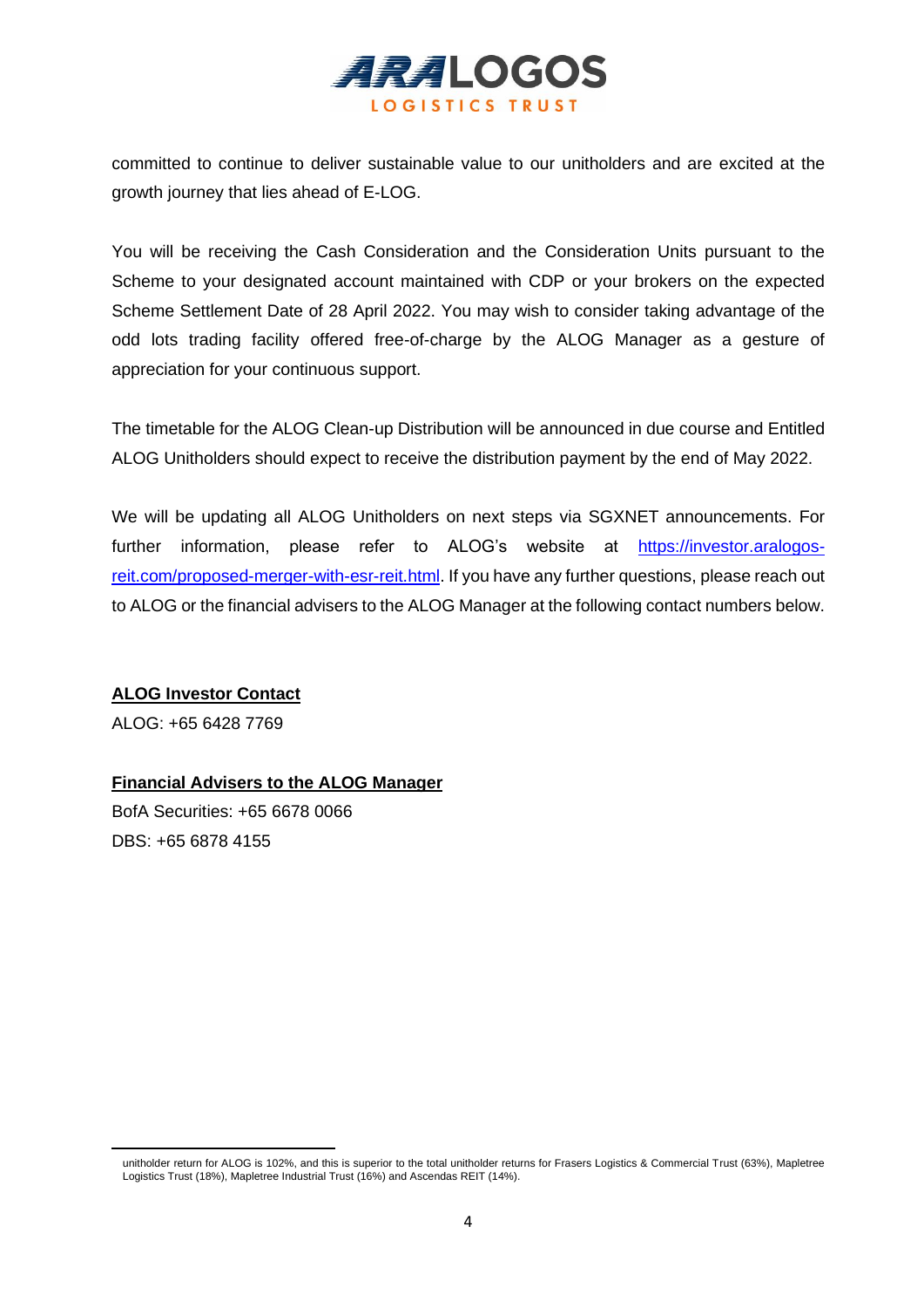committed to continue to deliver sustainable value to our unitholders and are excited at the growth journey that lies ahead of E-LOG.

You will be receiving the Cash Consideration and the Consideration Units pursuant to the Scheme to your designated account maintained with CDP or your brokers on the expected Scheme Settlement Date of 28 April 2022. You may wish to consider taking advantage of the odd lots trading facility offered free-of-charge by the ALOG Manager as a gesture of appreciation for your continuous support.

The timetable for the ALOG Clean-up Distribution will be announced in due course and Entitled ALOG Unitholders should expect to receive the distribution payment by the end of May 2022.

We will be updating all ALOG Unitholders on next steps via SGXNET announcements. For further information, please refer to ALOG's website at [https://investor.aralogos-reit.com/proposed-merger-with-esr-reit.html](https://investor.aralogos-reit.com/proposed-merger-with-esr-reit.html). If you have any further questions, please reach out to ALOG or the financial advisers to the ALOG Manager at the following contact numbers below.

**ALOG Investor Contact**

ALOG: +65 6428 7769

**Financial Advisers to the ALOG Manager**

BofA Securities: +65 6678 0066

DBS: +65 6878 4155

---

unitholder return for ALOG is 102%, and this is superior to the total unitholder returns for Frasers Logistics & Commercial Trust (63%), Mapletree Logistics Trust (18%), Mapletree Industrial Trust (16%) and Ascendas REIT (14%).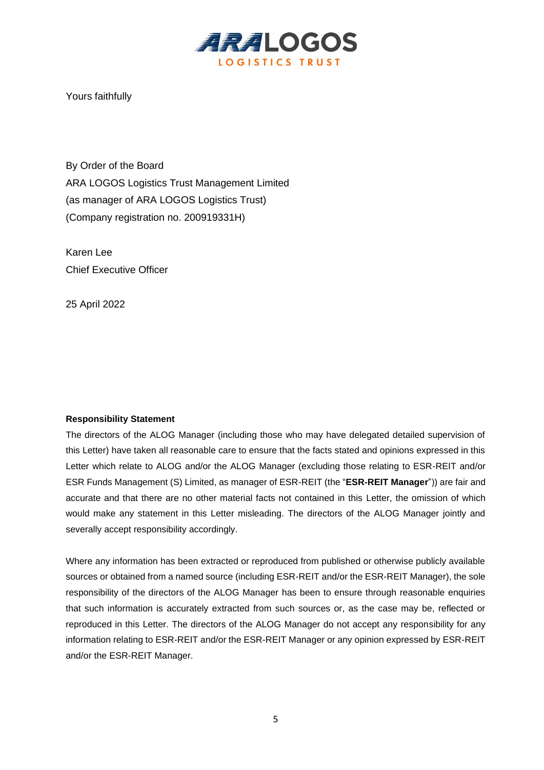Yours faithfully

By Order of the Board
ARA LOGOS Logistics Trust Management Limited
(as manager of ARA LOGOS Logistics Trust)
(Company registration no. 200919331H)

Karen Lee
Chief Executive Officer

25 April 2022

**Responsibility Statement**

The directors of the ALOG Manager (including those who may have delegated detailed supervision of this Letter) have taken all reasonable care to ensure that the facts stated and opinions expressed in this Letter which relate to ALOG and/or the ALOG Manager (excluding those relating to ESR-REIT and/or ESR Funds Management (S) Limited, as manager of ESR-REIT (the "**ESR-REIT Manager**")) are fair and accurate and that there are no other material facts not contained in this Letter, the omission of which would make any statement in this Letter misleading. The directors of the ALOG Manager jointly and severally accept responsibility accordingly.

Where any information has been extracted or reproduced from published or otherwise publicly available sources or obtained from a named source (including ESR-REIT and/or the ESR-REIT Manager), the sole responsibility of the directors of the ALOG Manager has been to ensure through reasonable enquiries that such information is accurately extracted from such sources or, as the case may be, reflected or reproduced in this Letter. The directors of the ALOG Manager do not accept any responsibility for any information relating to ESR-REIT and/or the ESR-REIT Manager or any opinion expressed by ESR-REIT and/or the ESR-REIT Manager.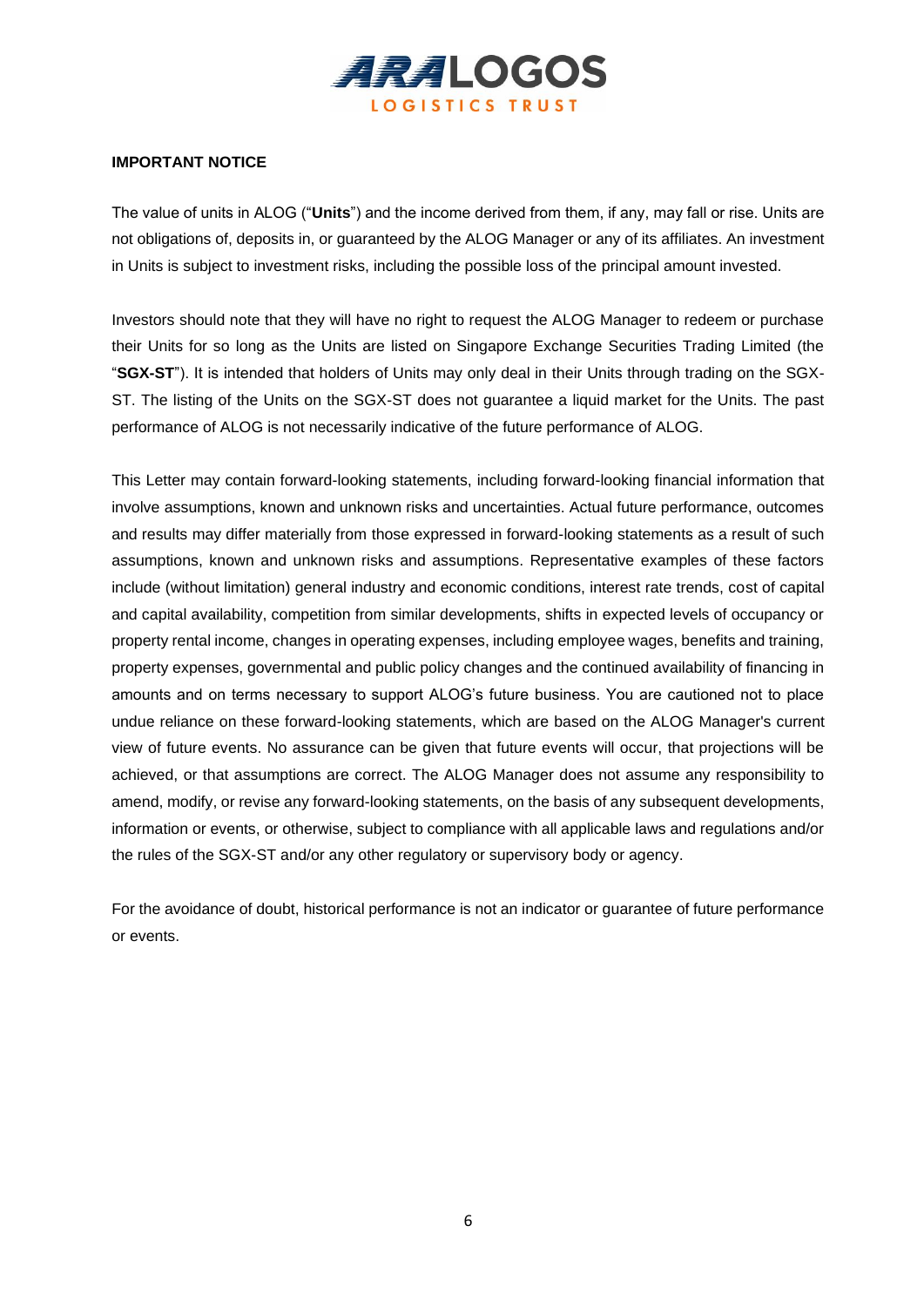**IMPORTANT NOTICE**

The value of units in ALOG ("**Units**") and the income derived from them, if any, may fall or rise. Units are not obligations of, deposits in, or guaranteed by the ALOG Manager or any of its affiliates. An investment in Units is subject to investment risks, including the possible loss of the principal amount invested.

Investors should note that they will have no right to request the ALOG Manager to redeem or purchase their Units for so long as the Units are listed on Singapore Exchange Securities Trading Limited (the "**SGX-ST**"). It is intended that holders of Units may only deal in their Units through trading on the SGX-ST. The listing of the Units on the SGX-ST does not guarantee a liquid market for the Units. The past performance of ALOG is not necessarily indicative of the future performance of ALOG.

This Letter may contain forward-looking statements, including forward-looking financial information that involve assumptions, known and unknown risks and uncertainties. Actual future performance, outcomes and results may differ materially from those expressed in forward-looking statements as a result of such assumptions, known and unknown risks and assumptions. Representative examples of these factors include (without limitation) general industry and economic conditions, interest rate trends, cost of capital and capital availability, competition from similar developments, shifts in expected levels of occupancy or property rental income, changes in operating expenses, including employee wages, benefits and training, property expenses, governmental and public policy changes and the continued availability of financing in amounts and on terms necessary to support ALOG's future business. You are cautioned not to place undue reliance on these forward-looking statements, which are based on the ALOG Manager's current view of future events. No assurance can be given that future events will occur, that projections will be achieved, or that assumptions are correct. The ALOG Manager does not assume any responsibility to amend, modify, or revise any forward-looking statements, on the basis of any subsequent developments, information or events, or otherwise, subject to compliance with all applicable laws and regulations and/or the rules of the SGX-ST and/or any other regulatory or supervisory body or agency.

For the avoidance of doubt, historical performance is not an indicator or guarantee of future performance or events.